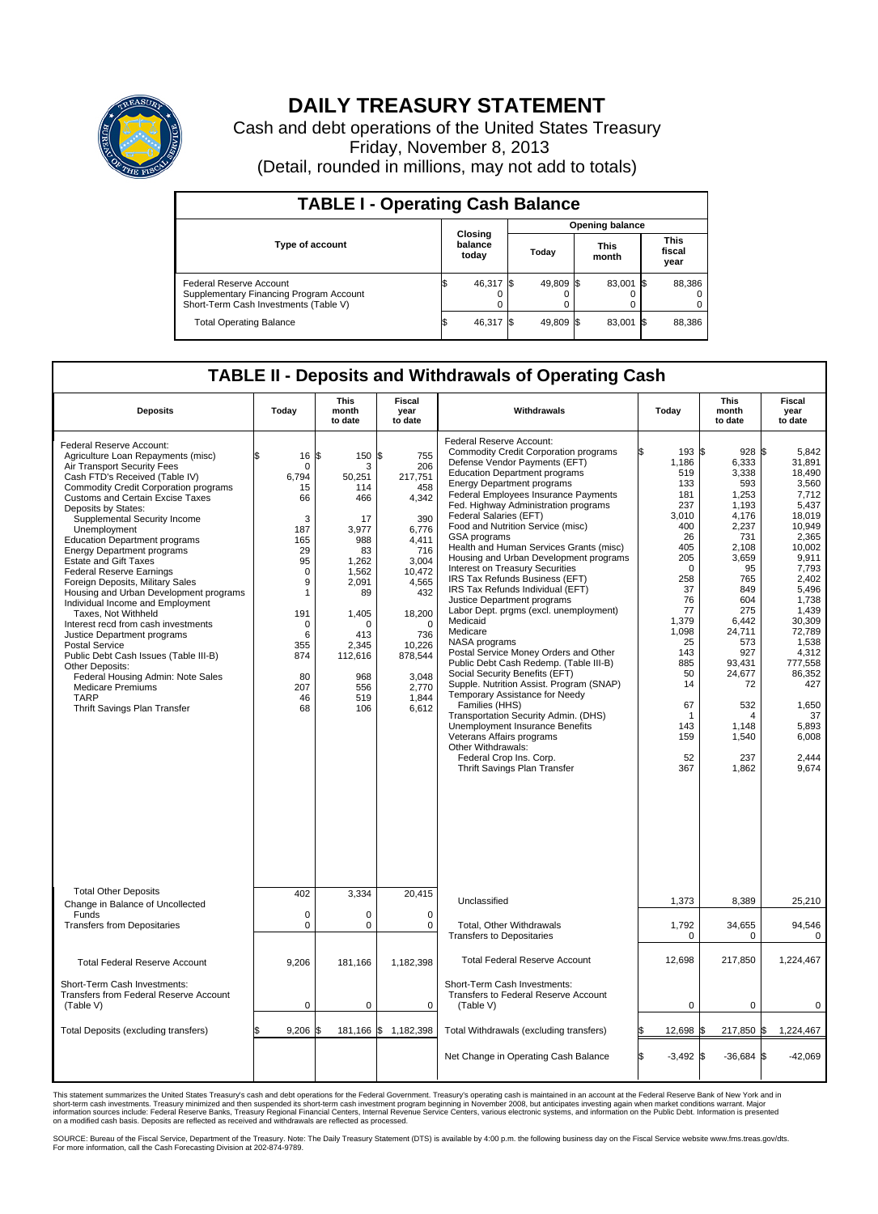# DAILY TREASURY STATEMENT

Cash and debt operations of the United States Treasury

Friday, November 8, 2013

(Detail, rounded in millions, may not add to totals)

## TABLE I - Operating Cash Balance

| Type of account | Closing balance today | Opening balance Today | Opening balance This month | Opening balance This fiscal year |
|---|---|---|---|---|
| Federal Reserve Account | $ 46,317 | $ 49,809 | $ 83,001 | $ 88,386 |
| Supplementary Financing Program Account | 0 | 0 | 0 | 0 |
| Short-Term Cash Investments (Table V) | 0 | 0 | 0 | 0 |
| Total Operating Balance | $ 46,317 | $ 49,809 | $ 83,001 | $ 88,386 |

## TABLE II - Deposits and Withdrawals of Operating Cash

| Deposits | Today | This month to date | Fiscal year to date | Withdrawals | Today | This month to date | Fiscal year to date |
|---|---|---|---|---|---|---|---|
| Federal Reserve Account: | | | | Federal Reserve Account: | | | |
| Agriculture Loan Repayments (misc) | $ 16 | $ 150 | $ 755 | Commodity Credit Corporation programs | $ 193 | $ 928 | $ 5,842 |
| Air Transport Security Fees | 0 | 3 | 206 | Defense Vendor Payments (EFT) | 1,186 | 6,333 | 31,891 |
| Cash FTD's Received (Table IV) | 6,794 | 50,251 | 217,751 | Education Department programs | 519 | 3,338 | 18,490 |
| Commodity Credit Corporation programs | 15 | 114 | 458 | Energy Department programs | 133 | 593 | 3,560 |
| Customs and Certain Excise Taxes | 66 | 466 | 4,342 | Federal Employees Insurance Payments | 181 | 1,253 | 7,712 |
| Deposits by States: | | | | Fed. Highway Administration programs | 237 | 1,193 | 5,437 |
| Supplemental Security Income | 3 | 17 | 390 | Federal Salaries (EFT) | 3,010 | 4,176 | 18,019 |
| Unemployment | 187 | 3,977 | 6,776 | Food and Nutrition Service (misc) | 400 | 2,237 | 10,949 |
| Education Department programs | 165 | 988 | 4,411 | GSA programs | 26 | 731 | 2,365 |
| Energy Department programs | 29 | 83 | 716 | Health and Human Services Grants (misc) | 405 | 2,108 | 10,002 |
| Estate and Gift Taxes | 95 | 1,262 | 3,004 | Housing and Urban Development programs | 205 | 3,659 | 9,911 |
| Federal Reserve Earnings | 0 | 1,562 | 10,472 | Interest on Treasury Securities | 0 | 95 | 7,793 |
| Foreign Deposits, Military Sales | 9 | 2,091 | 4,565 | IRS Tax Refunds Business (EFT) | 258 | 765 | 2,402 |
| Housing and Urban Development programs | 1 | 89 | 432 | IRS Tax Refunds Individual (EFT) | 37 | 849 | 5,496 |
| Individual Income and Employment Taxes, Not Withheld | 191 | 1,405 | 18,200 | Justice Department programs | 76 | 604 | 1,738 |
| Interest recd from cash investments | 0 | 0 | 0 | Labor Dept. prgms (excl. unemployment) | 77 | 275 | 1,439 |
| Justice Department programs | 6 | 413 | 736 | Medicaid | 1,379 | 6,442 | 30,309 |
| Postal Service | 355 | 2,345 | 10,226 | Medicare | 1,098 | 24,711 | 72,789 |
| Public Debt Cash Issues (Table III-B) | 874 | 112,616 | 878,544 | NASA programs | 25 | 573 | 1,538 |
| Other Deposits: | | | | Postal Service Money Orders and Other | 143 | 927 | 4,312 |
| Federal Housing Admin: Note Sales | 80 | 968 | 3,048 | Public Debt Cash Redemp. (Table III-B) | 885 | 93,431 | 777,558 |
| Medicare Premiums | 207 | 556 | 2,770 | Social Security Benefits (EFT) | 50 | 24,677 | 86,352 |
| TARP | 46 | 519 | 1,844 | Supple. Nutrition Assist. Program (SNAP) | 14 | 72 | 427 |
| Thrift Savings Plan Transfer | 68 | 106 | 6,612 | Temporary Assistance for Needy Families (HHS) | 67 | 532 | 1,650 |
| | | | | Transportation Security Admin. (DHS) | 1 | 4 | 37 |
| | | | | Unemployment Insurance Benefits | 143 | 1,148 | 5,893 |
| | | | | Veterans Affairs programs | 159 | 1,540 | 6,008 |
| | | | | Other Withdrawals: | | | |
| | | | | Federal Crop Ins. Corp. | 52 | 237 | 2,444 |
| | | | | Thrift Savings Plan Transfer | 367 | 1,862 | 9,674 |
| Total Other Deposits | 402 | 3,334 | 20,415 | Unclassified | 1,373 | 8,389 | 25,210 |
| Change in Balance of Uncollected Funds | 0 | 0 | 0 | | | | |
| Transfers from Depositaries | 0 | 0 | 0 | Total, Other Withdrawals | 1,792 | 34,655 | 94,546 |
| | | | | Transfers to Depositaries | 0 | 0 | 0 |
| Total Federal Reserve Account | 9,206 | 181,166 | 1,182,398 | Total Federal Reserve Account | 12,698 | 217,850 | 1,224,467 |
| Short-Term Cash Investments: Transfers from Federal Reserve Account (Table V) | 0 | 0 | 0 | Short-Term Cash Investments: Transfers to Federal Reserve Account (Table V) | 0 | 0 | 0 |
| Total Deposits (excluding transfers) | $ 9,206 | $ 181,166 | $ 1,182,398 | Total Withdrawals (excluding transfers) | $ 12,698 | $ 217,850 | $ 1,224,467 |
| | | | | Net Change in Operating Cash Balance | $ -3,492 | $ -36,684 | $ -42,069 |

This statement summarizes the United States Treasury's cash and debt operations for the Federal Government. Treasury's operating cash is maintained in an account at the Federal Reserve Bank of New York and in short-term cash investments. Treasury minimized and then suspended its short-term cash investment program beginning in November 2008, but anticipates investing again when market conditions warrant. Major information sources include: Federal Reserve Banks, Treasury Regional Financial Centers, Internal Revenue Service Centers, various electronic systems, and information on the Public Debt. Information is presented on a modified cash basis. Deposits are reflected as received and withdrawals are reflected as processed.

SOURCE: Bureau of the Fiscal Service, Department of the Treasury. Note: The Daily Treasury Statement (DTS) is available by 4:00 p.m. the following business day on the Fiscal Service website www.fms.treas.gov/dts. For more information, call the Cash Forecasting Division at 202-874-9789.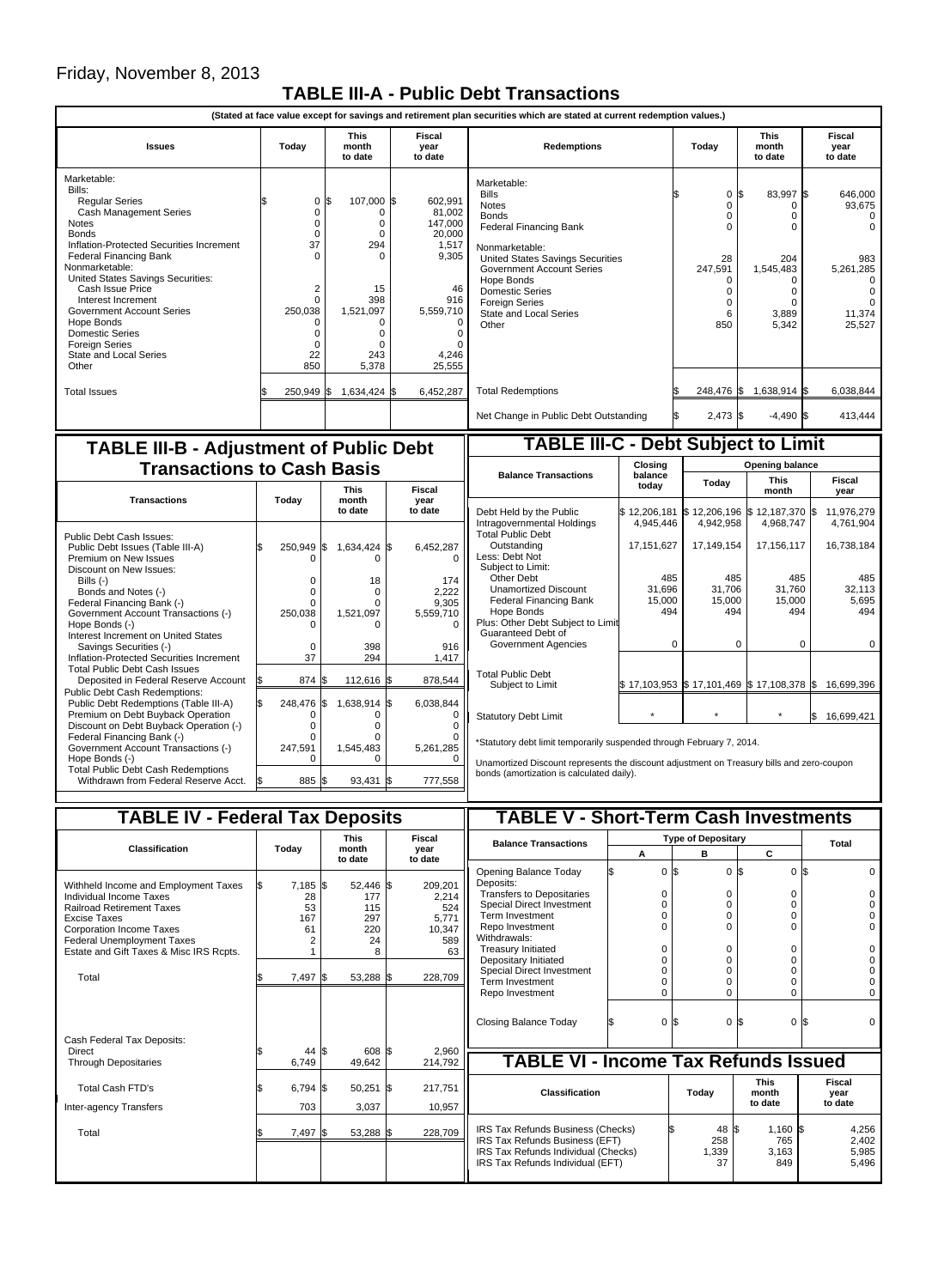Friday, November 8, 2013

# TABLE III-A - Public Debt Transactions

(Stated at face value except for savings and retirement plan securities which are stated at current redemption values.)

| Issues | Today | This month to date | Fiscal year to date |
|---|---|---|---|
| Marketable: | | | |
| Bills: | | | |
| Regular Series | $ 0 | $ 107,000 | $ 602,991 |
| Cash Management Series | 0 | 0 | 81,002 |
| Notes | 0 | 0 | 147,000 |
| Bonds | 0 | 0 | 20,000 |
| Inflation-Protected Securities Increment | 37 | 294 | 1,517 |
| Federal Financing Bank | 0 | 0 | 9,305 |
| Nonmarketable: | | | |
| United States Savings Securities: | | | |
| Cash Issue Price | 2 | 15 | 46 |
| Interest Increment | 0 | 398 | 916 |
| Government Account Series | 250,038 | 1,521,097 | 5,559,710 |
| Hope Bonds | 0 | 0 | 0 |
| Domestic Series | 0 | 0 | 0 |
| Foreign Series | 0 | 0 | 0 |
| State and Local Series | 22 | 243 | 4,246 |
| Other | 850 | 5,378 | 25,555 |
| Total Issues | $ 250,949 | $ 1,634,424 | $ 6,452,287 |

| Redemptions | Today | This month to date | Fiscal year to date |
|---|---|---|---|
| Marketable: | | | |
| Bills | $ 0 | $ 83,997 | $ 646,000 |
| Notes | 0 | 0 | 93,675 |
| Bonds | 0 | 0 | 0 |
| Federal Financing Bank | 0 | 0 | 0 |
| Nonmarketable: | | | |
| United States Savings Securities | 28 | 204 | 983 |
| Government Account Series | 247,591 | 1,545,483 | 5,261,285 |
| Hope Bonds | 0 | 0 | 0 |
| Domestic Series | 0 | 0 | 0 |
| Foreign Series | 0 | 0 | 0 |
| State and Local Series | 6 | 3,889 | 11,374 |
| Other | 850 | 5,342 | 25,527 |
| Total Redemptions | $ 248,476 | $ 1,638,914 | $ 6,038,844 |
| Net Change in Public Debt Outstanding | $ 2,473 | $ -4,490 | $ 413,444 |

# TABLE III-B - Adjustment of Public Debt Transactions to Cash Basis

| Transactions | Today | This month to date | Fiscal year to date |
|---|---|---|---|
| Public Debt Cash Issues: | | | |
| Public Debt Issues (Table III-A) | $ 250,949 | $ 1,634,424 | $ 6,452,287 |
| Premium on New Issues | 0 | 0 | 0 |
| Discount on New Issues: | | | |
| Bills (-) | 0 | 18 | 174 |
| Bonds and Notes (-) | 0 | 0 | 2,222 |
| Federal Financing Bank (-) | 0 | 0 | 9,305 |
| Government Account Transactions (-) | 250,038 | 1,521,097 | 5,559,710 |
| Hope Bonds (-) | 0 | 0 | 0 |
| Interest Increment on United States Savings Securities (-) | 0 | 398 | 916 |
| Inflation-Protected Securities Increment | 37 | 294 | 1,417 |
| Total Public Debt Cash Issues Deposited in Federal Reserve Account | $ 874 | $ 112,616 | $ 878,544 |
| Public Debt Cash Redemptions: | | | |
| Public Debt Redemptions (Table III-A) | $ 248,476 | $ 1,638,914 | $ 6,038,844 |
| Premium on Debt Buyback Operation | 0 | 0 | 0 |
| Discount on Debt Buyback Operation (-) | 0 | 0 | 0 |
| Federal Financing Bank (-) | 0 | 0 | 0 |
| Government Account Transactions (-) | 247,591 | 1,545,483 | 5,261,285 |
| Hope Bonds (-) | 0 | 0 | 0 |
| Total Public Debt Cash Redemptions Withdrawn from Federal Reserve Acct. | $ 885 | $ 93,431 | $ 777,558 |

# TABLE III-C - Debt Subject to Limit

| Balance Transactions | Closing balance today | Opening balance Today | Opening balance This month | Opening balance Fiscal year |
|---|---|---|---|---|
| Debt Held by the Public | $ 12,206,181 | $ 12,206,196 | $ 12,187,370 | $ 11,976,279 |
| Intragovernmental Holdings | 4,945,446 | 4,942,958 | 4,968,747 | 4,761,904 |
| Total Public Debt Outstanding | 17,151,627 | 17,149,154 | 17,156,117 | 16,738,184 |
| Less: Debt Not Subject to Limit: | | | | |
| Other Debt | 485 | 485 | 485 | 485 |
| Unamortized Discount | 31,696 | 31,706 | 31,760 | 32,113 |
| Federal Financing Bank | 15,000 | 15,000 | 15,000 | 5,695 |
| Hope Bonds | 494 | 494 | 494 | 494 |
| Plus: Other Debt Subject to Limit | | | | |
| Guaranteed Debt of Government Agencies | 0 | 0 | 0 | 0 |
| Total Public Debt Subject to Limit | $ 17,103,953 | $ 17,101,469 | $ 17,108,378 | $ 16,699,396 |
| Statutory Debt Limit | * | * | * | $ 16,699,421 |

*Statutory debt limit temporarily suspended through February 7, 2014.

Unamortized Discount represents the discount adjustment on Treasury bills and zero-coupon bonds (amortization is calculated daily).

# TABLE IV - Federal Tax Deposits

| Classification | Today | This month to date | Fiscal year to date |
|---|---|---|---|
| Withheld Income and Employment Taxes | $ 7,185 | $ 52,446 | $ 209,201 |
| Individual Income Taxes | 28 | 177 | 2,214 |
| Railroad Retirement Taxes | 53 | 115 | 524 |
| Excise Taxes | 167 | 297 | 5,771 |
| Corporation Income Taxes | 61 | 220 | 10,347 |
| Federal Unemployment Taxes | 2 | 24 | 589 |
| Estate and Gift Taxes & Misc IRS Rcpts. | 1 | 8 | 63 |
| Total | $ 7,497 | $ 53,288 | $ 228,709 |
| Cash Federal Tax Deposits: | | | |
| Direct | $ 44 | $ 608 | $ 2,960 |
| Through Depositaries | 6,749 | 49,642 | 214,792 |
| Total Cash FTD's | $ 6,794 | $ 50,251 | $ 217,751 |
| Inter-agency Transfers | 703 | 3,037 | 10,957 |
| Total | $ 7,497 | $ 53,288 | $ 228,709 |

# TABLE V - Short-Term Cash Investments

| Balance Transactions | Type of Depositary A | Type of Depositary B | Type of Depositary C | Total |
|---|---|---|---|---|
| Opening Balance Today | $ 0 | $ 0 | $ 0 | $ 0 |
| Deposits: | | | | |
| Transfers to Depositaries | 0 | 0 | 0 | 0 |
| Special Direct Investment | 0 | 0 | 0 | 0 |
| Term Investment | 0 | 0 | 0 | 0 |
| Repo Investment | 0 | 0 | 0 | 0 |
| Withdrawals: | | | | |
| Treasury Initiated | 0 | 0 | 0 | 0 |
| Depositary Initiated | 0 | 0 | 0 | 0 |
| Special Direct Investment | 0 | 0 | 0 | 0 |
| Term Investment | 0 | 0 | 0 | 0 |
| Repo Investment | 0 | 0 | 0 | 0 |
| Closing Balance Today | $ 0 | $ 0 | $ 0 | $ 0 |

# TABLE VI - Income Tax Refunds Issued

| Classification | Today | This month to date | Fiscal year to date |
|---|---|---|---|
| IRS Tax Refunds Business (Checks) | $ 48 | $ 1,160 | $ 4,256 |
| IRS Tax Refunds Business (EFT) | 258 | 765 | 2,402 |
| IRS Tax Refunds Individual (Checks) | 1,339 | 3,163 | 5,985 |
| IRS Tax Refunds Individual (EFT) | 37 | 849 | 5,496 |